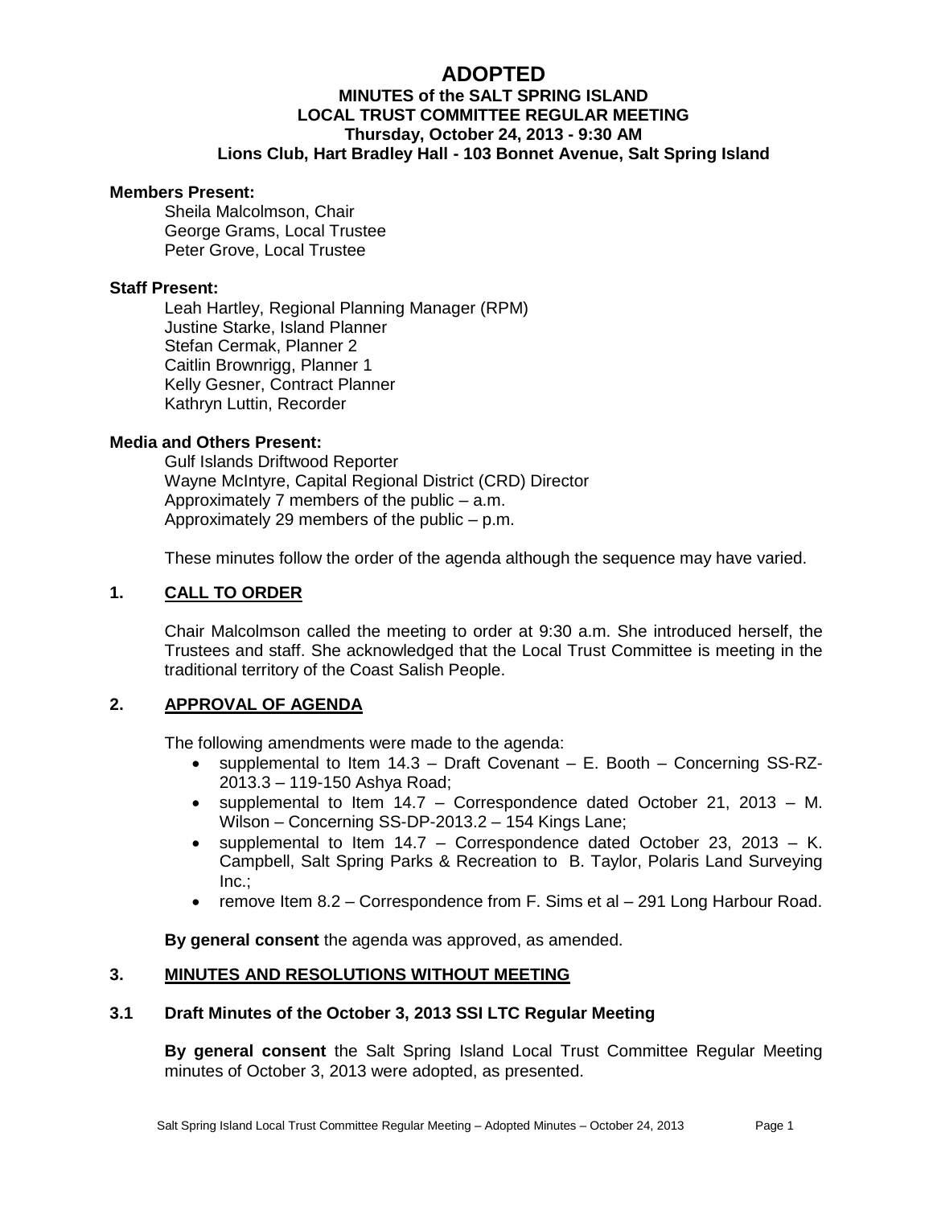# ADOPTED

## MINUTES of the SALT SPRING ISLAND LOCAL TRUST COMMITTEE REGULAR MEETING
**Thursday, October 24, 2013 - 9:30 AM**
**Lions Club, Hart Bradley Hall - 103 Bonnet Avenue, Salt Spring Island**

**Members Present:**

Sheila Malcolmson, Chair
George Grams, Local Trustee
Peter Grove, Local Trustee

**Staff Present:**

Leah Hartley, Regional Planning Manager (RPM)
Justine Starke, Island Planner
Stefan Cermak, Planner 2
Caitlin Brownrigg, Planner 1
Kelly Gesner, Contract Planner
Kathryn Luttin, Recorder

**Media and Others Present:**

Gulf Islands Driftwood Reporter
Wayne McIntyre, Capital Regional District (CRD) Director
Approximately 7 members of the public – a.m.
Approximately 29 members of the public – p.m.

These minutes follow the order of the agenda although the sequence may have varied.

## 1. CALL TO ORDER

Chair Malcolmson called the meeting to order at 9:30 a.m. She introduced herself, the Trustees and staff. She acknowledged that the Local Trust Committee is meeting in the traditional territory of the Coast Salish People.

## 2. APPROVAL OF AGENDA

The following amendments were made to the agenda:

- supplemental to Item 14.3 – Draft Covenant – E. Booth – Concerning SS-RZ-2013.3 – 119-150 Ashya Road;
- supplemental to Item 14.7 – Correspondence dated October 21, 2013 – M. Wilson – Concerning SS-DP-2013.2 – 154 Kings Lane;
- supplemental to Item 14.7 – Correspondence dated October 23, 2013 – K. Campbell, Salt Spring Parks & Recreation to B. Taylor, Polaris Land Surveying Inc.;
- remove Item 8.2 – Correspondence from F. Sims et al – 291 Long Harbour Road.

**By general consent** the agenda was approved, as amended.

## 3. MINUTES AND RESOLUTIONS WITHOUT MEETING

### 3.1 Draft Minutes of the October 3, 2013 SSI LTC Regular Meeting

**By general consent** the Salt Spring Island Local Trust Committee Regular Meeting minutes of October 3, 2013 were adopted, as presented.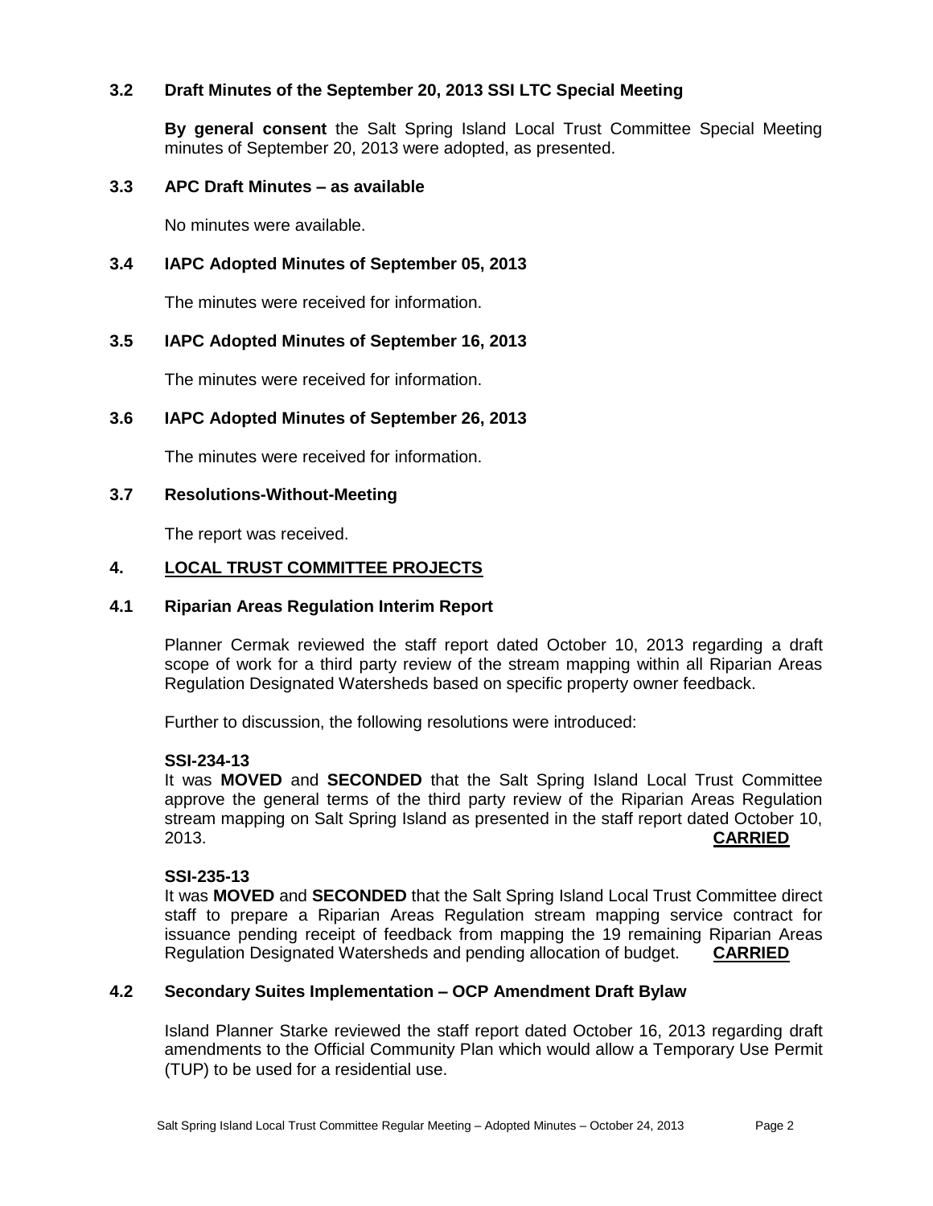### 3.2 Draft Minutes of the September 20, 2013 SSI LTC Special Meeting

**By general consent** the Salt Spring Island Local Trust Committee Special Meeting minutes of September 20, 2013 were adopted, as presented.

### 3.3 APC Draft Minutes – as available

No minutes were available.

### 3.4 IAPC Adopted Minutes of September 05, 2013

The minutes were received for information.

### 3.5 IAPC Adopted Minutes of September 16, 2013

The minutes were received for information.

### 3.6 IAPC Adopted Minutes of September 26, 2013

The minutes were received for information.

### 3.7 Resolutions-Without-Meeting

The report was received.

## 4. LOCAL TRUST COMMITTEE PROJECTS

### 4.1 Riparian Areas Regulation Interim Report

Planner Cermak reviewed the staff report dated October 10, 2013 regarding a draft scope of work for a third party review of the stream mapping within all Riparian Areas Regulation Designated Watersheds based on specific property owner feedback.

Further to discussion, the following resolutions were introduced:

**SSI-234-13**
It was **MOVED** and **SECONDED** that the Salt Spring Island Local Trust Committee approve the general terms of the third party review of the Riparian Areas Regulation stream mapping on Salt Spring Island as presented in the staff report dated October 10, 2013. **CARRIED**

**SSI-235-13**
It was **MOVED** and **SECONDED** that the Salt Spring Island Local Trust Committee direct staff to prepare a Riparian Areas Regulation stream mapping service contract for issuance pending receipt of feedback from mapping the 19 remaining Riparian Areas Regulation Designated Watersheds and pending allocation of budget. **CARRIED**

### 4.2 Secondary Suites Implementation – OCP Amendment Draft Bylaw

Island Planner Starke reviewed the staff report dated October 16, 2013 regarding draft amendments to the Official Community Plan which would allow a Temporary Use Permit (TUP) to be used for a residential use.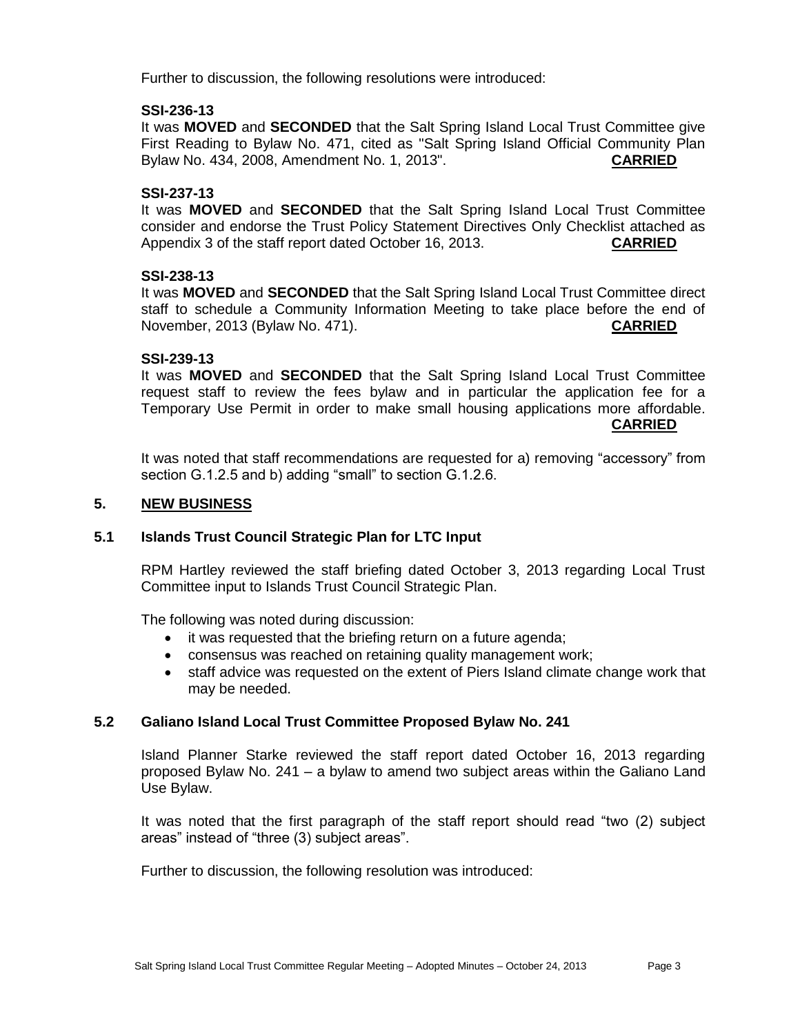Further to discussion, the following resolutions were introduced:

**SSI-236-13**
It was **MOVED** and **SECONDED** that the Salt Spring Island Local Trust Committee give First Reading to Bylaw No. 471, cited as "Salt Spring Island Official Community Plan Bylaw No. 434, 2008, Amendment No. 1, 2013". **CARRIED**

**SSI-237-13**
It was **MOVED** and **SECONDED** that the Salt Spring Island Local Trust Committee consider and endorse the Trust Policy Statement Directives Only Checklist attached as Appendix 3 of the staff report dated October 16, 2013. **CARRIED**

**SSI-238-13**
It was **MOVED** and **SECONDED** that the Salt Spring Island Local Trust Committee direct staff to schedule a Community Information Meeting to take place before the end of November, 2013 (Bylaw No. 471). **CARRIED**

**SSI-239-13**
It was **MOVED** and **SECONDED** that the Salt Spring Island Local Trust Committee request staff to review the fees bylaw and in particular the application fee for a Temporary Use Permit in order to make small housing applications more affordable. **CARRIED**

It was noted that staff recommendations are requested for a) removing "accessory" from section G.1.2.5 and b) adding "small" to section G.1.2.6.

## 5. NEW BUSINESS

### 5.1 Islands Trust Council Strategic Plan for LTC Input

RPM Hartley reviewed the staff briefing dated October 3, 2013 regarding Local Trust Committee input to Islands Trust Council Strategic Plan.

The following was noted during discussion:

- it was requested that the briefing return on a future agenda;
- consensus was reached on retaining quality management work;
- staff advice was requested on the extent of Piers Island climate change work that may be needed.

### 5.2 Galiano Island Local Trust Committee Proposed Bylaw No. 241

Island Planner Starke reviewed the staff report dated October 16, 2013 regarding proposed Bylaw No. 241 – a bylaw to amend two subject areas within the Galiano Land Use Bylaw.

It was noted that the first paragraph of the staff report should read "two (2) subject areas" instead of "three (3) subject areas".

Further to discussion, the following resolution was introduced: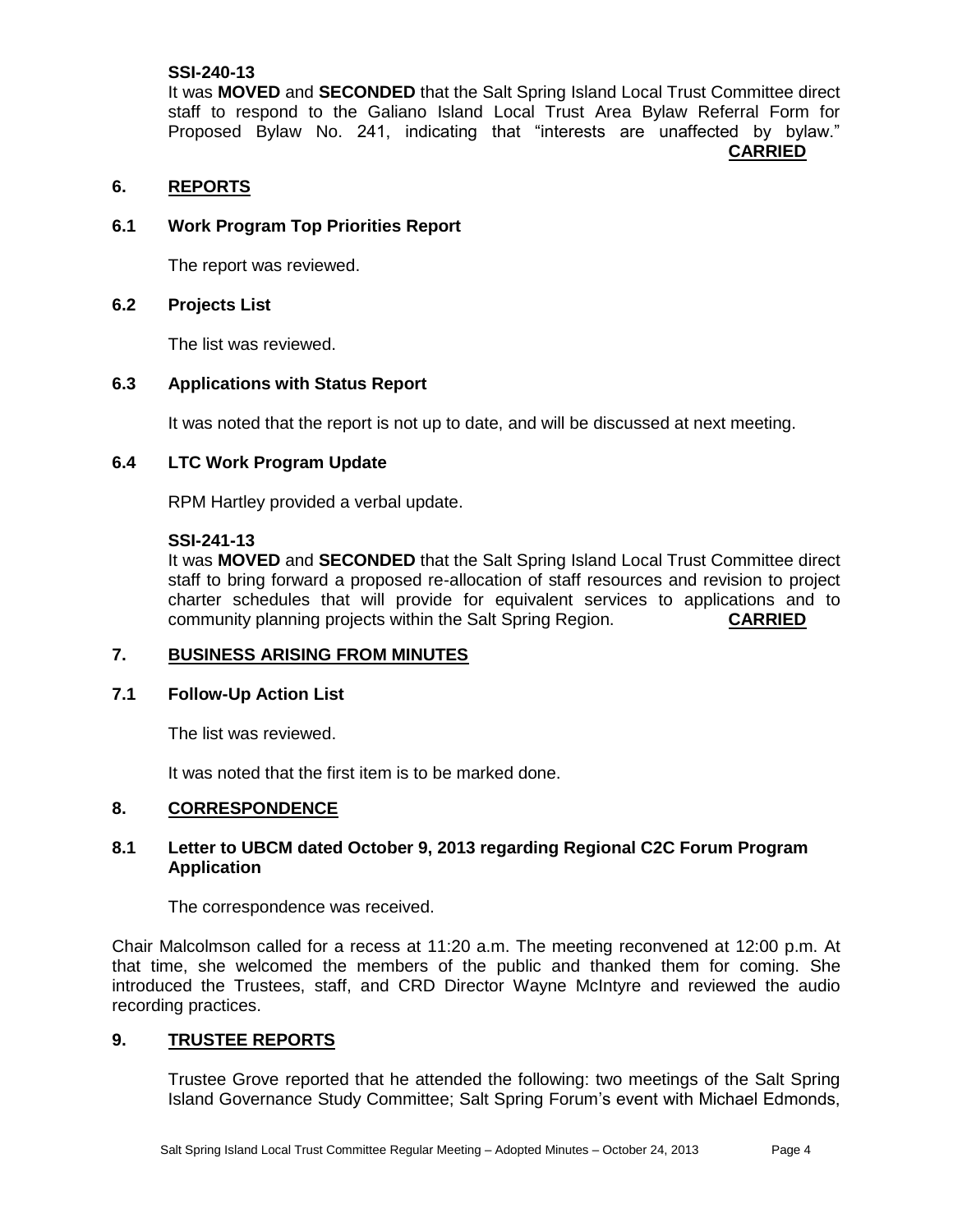**SSI-240-13**

It was **MOVED** and **SECONDED** that the Salt Spring Island Local Trust Committee direct staff to respond to the Galiano Island Local Trust Area Bylaw Referral Form for Proposed Bylaw No. 241, indicating that "interests are unaffected by bylaw." **CARRIED**

## 6. REPORTS

### 6.1 Work Program Top Priorities Report

The report was reviewed.

### 6.2 Projects List

The list was reviewed.

### 6.3 Applications with Status Report

It was noted that the report is not up to date, and will be discussed at next meeting.

### 6.4 LTC Work Program Update

RPM Hartley provided a verbal update.

**SSI-241-13**

It was **MOVED** and **SECONDED** that the Salt Spring Island Local Trust Committee direct staff to bring forward a proposed re-allocation of staff resources and revision to project charter schedules that will provide for equivalent services to applications and to community planning projects within the Salt Spring Region. **CARRIED**

## 7. BUSINESS ARISING FROM MINUTES

### 7.1 Follow-Up Action List

The list was reviewed.

It was noted that the first item is to be marked done.

## 8. CORRESPONDENCE

### 8.1 Letter to UBCM dated October 9, 2013 regarding Regional C2C Forum Program Application

The correspondence was received.

Chair Malcolmson called for a recess at 11:20 a.m. The meeting reconvened at 12:00 p.m. At that time, she welcomed the members of the public and thanked them for coming. She introduced the Trustees, staff, and CRD Director Wayne McIntyre and reviewed the audio recording practices.

## 9. TRUSTEE REPORTS

Trustee Grove reported that he attended the following: two meetings of the Salt Spring Island Governance Study Committee; Salt Spring Forum's event with Michael Edmonds,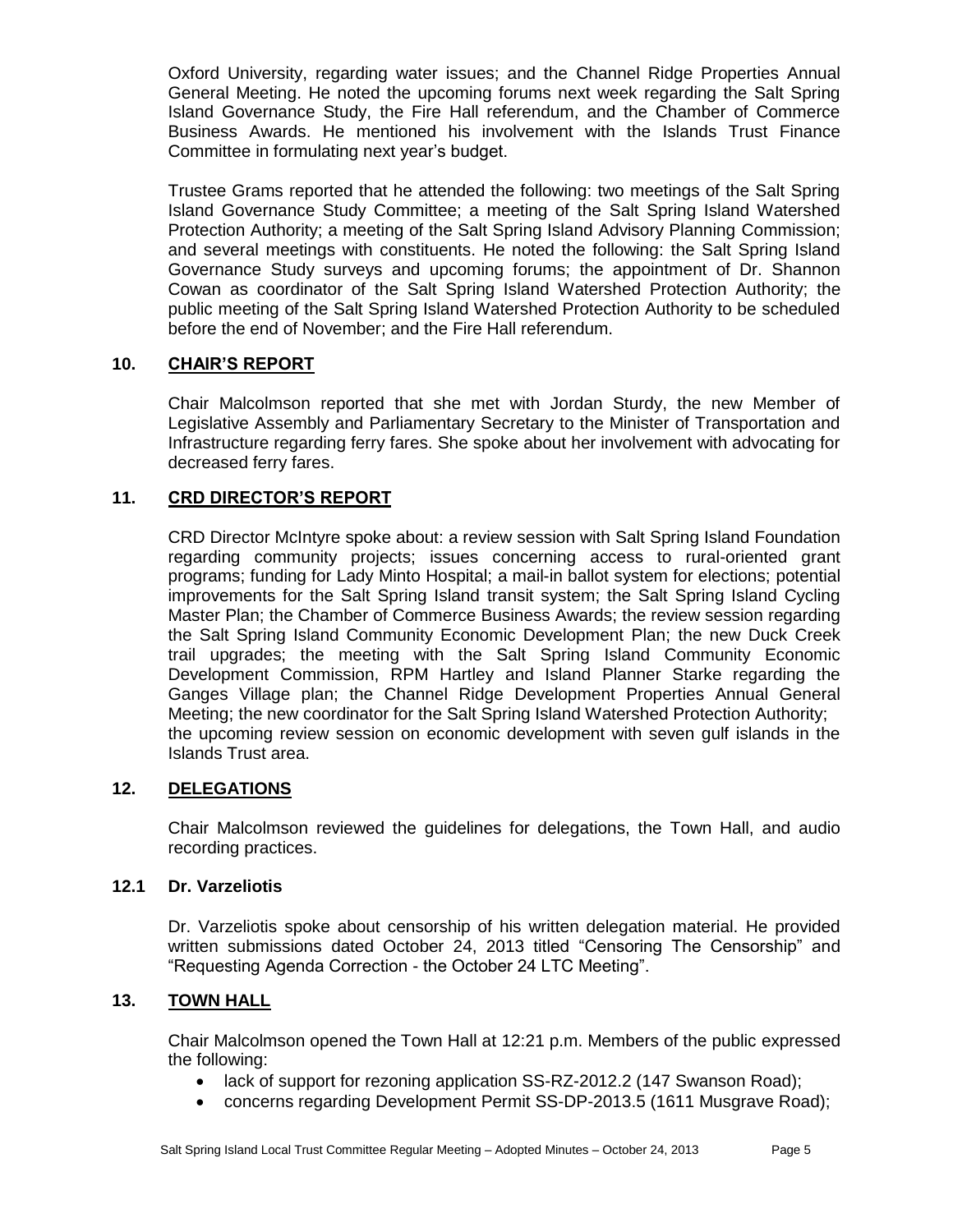Oxford University, regarding water issues; and the Channel Ridge Properties Annual General Meeting. He noted the upcoming forums next week regarding the Salt Spring Island Governance Study, the Fire Hall referendum, and the Chamber of Commerce Business Awards. He mentioned his involvement with the Islands Trust Finance Committee in formulating next year's budget.

Trustee Grams reported that he attended the following: two meetings of the Salt Spring Island Governance Study Committee; a meeting of the Salt Spring Island Watershed Protection Authority; a meeting of the Salt Spring Island Advisory Planning Commission; and several meetings with constituents. He noted the following: the Salt Spring Island Governance Study surveys and upcoming forums; the appointment of Dr. Shannon Cowan as coordinator of the Salt Spring Island Watershed Protection Authority; the public meeting of the Salt Spring Island Watershed Protection Authority to be scheduled before the end of November; and the Fire Hall referendum.

## 10. CHAIR'S REPORT

Chair Malcolmson reported that she met with Jordan Sturdy, the new Member of Legislative Assembly and Parliamentary Secretary to the Minister of Transportation and Infrastructure regarding ferry fares. She spoke about her involvement with advocating for decreased ferry fares.

## 11. CRD DIRECTOR'S REPORT

CRD Director McIntyre spoke about: a review session with Salt Spring Island Foundation regarding community projects; issues concerning access to rural-oriented grant programs; funding for Lady Minto Hospital; a mail-in ballot system for elections; potential improvements for the Salt Spring Island transit system; the Salt Spring Island Cycling Master Plan; the Chamber of Commerce Business Awards; the review session regarding the Salt Spring Island Community Economic Development Plan; the new Duck Creek trail upgrades; the meeting with the Salt Spring Island Community Economic Development Commission, RPM Hartley and Island Planner Starke regarding the Ganges Village plan; the Channel Ridge Development Properties Annual General Meeting; the new coordinator for the Salt Spring Island Watershed Protection Authority; the upcoming review session on economic development with seven gulf islands in the Islands Trust area.

## 12. DELEGATIONS

Chair Malcolmson reviewed the guidelines for delegations, the Town Hall, and audio recording practices.

### 12.1 Dr. Varzeliotis

Dr. Varzeliotis spoke about censorship of his written delegation material. He provided written submissions dated October 24, 2013 titled "Censoring The Censorship" and "Requesting Agenda Correction - the October 24 LTC Meeting".

## 13. TOWN HALL

Chair Malcolmson opened the Town Hall at 12:21 p.m. Members of the public expressed the following:

- lack of support for rezoning application SS-RZ-2012.2 (147 Swanson Road);
- concerns regarding Development Permit SS-DP-2013.5 (1611 Musgrave Road);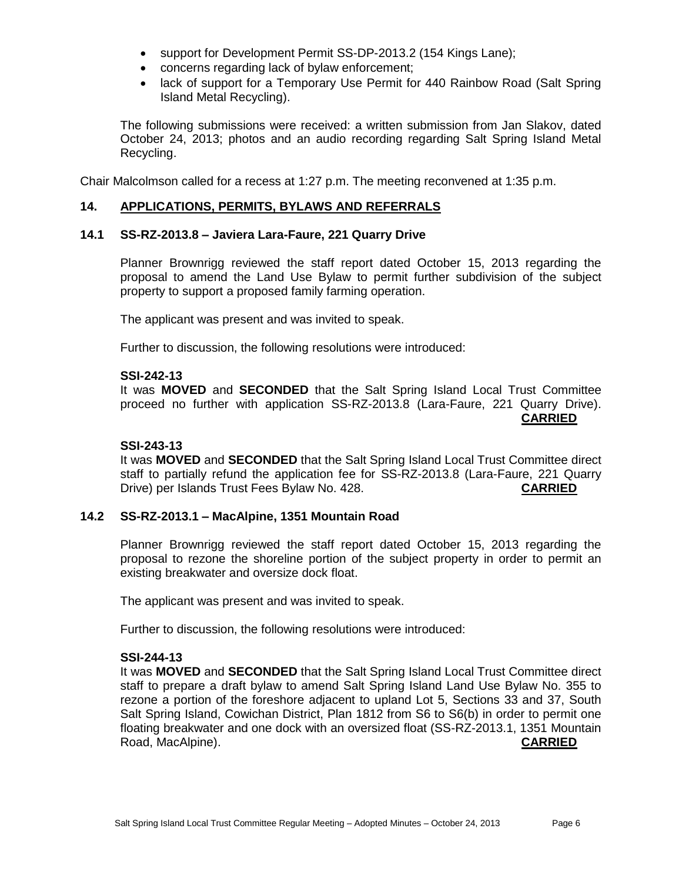- support for Development Permit SS-DP-2013.2 (154 Kings Lane);
- concerns regarding lack of bylaw enforcement;
- lack of support for a Temporary Use Permit for 440 Rainbow Road (Salt Spring Island Metal Recycling).

The following submissions were received: a written submission from Jan Slakov, dated October 24, 2013; photos and an audio recording regarding Salt Spring Island Metal Recycling.

Chair Malcolmson called for a recess at 1:27 p.m. The meeting reconvened at 1:35 p.m.

## 14. APPLICATIONS, PERMITS, BYLAWS AND REFERRALS

### 14.1 SS-RZ-2013.8 – Javiera Lara-Faure, 221 Quarry Drive

Planner Brownrigg reviewed the staff report dated October 15, 2013 regarding the proposal to amend the Land Use Bylaw to permit further subdivision of the subject property to support a proposed family farming operation.

The applicant was present and was invited to speak.

Further to discussion, the following resolutions were introduced:

**SSI-242-13**
It was **MOVED** and **SECONDED** that the Salt Spring Island Local Trust Committee proceed no further with application SS-RZ-2013.8 (Lara-Faure, 221 Quarry Drive). **CARRIED**

**SSI-243-13**
It was **MOVED** and **SECONDED** that the Salt Spring Island Local Trust Committee direct staff to partially refund the application fee for SS-RZ-2013.8 (Lara-Faure, 221 Quarry Drive) per Islands Trust Fees Bylaw No. 428. **CARRIED**

### 14.2 SS-RZ-2013.1 – MacAlpine, 1351 Mountain Road

Planner Brownrigg reviewed the staff report dated October 15, 2013 regarding the proposal to rezone the shoreline portion of the subject property in order to permit an existing breakwater and oversize dock float.

The applicant was present and was invited to speak.

Further to discussion, the following resolutions were introduced:

**SSI-244-13**
It was **MOVED** and **SECONDED** that the Salt Spring Island Local Trust Committee direct staff to prepare a draft bylaw to amend Salt Spring Island Land Use Bylaw No. 355 to rezone a portion of the foreshore adjacent to upland Lot 5, Sections 33 and 37, South Salt Spring Island, Cowichan District, Plan 1812 from S6 to S6(b) in order to permit one floating breakwater and one dock with an oversized float (SS-RZ-2013.1, 1351 Mountain Road, MacAlpine). **CARRIED**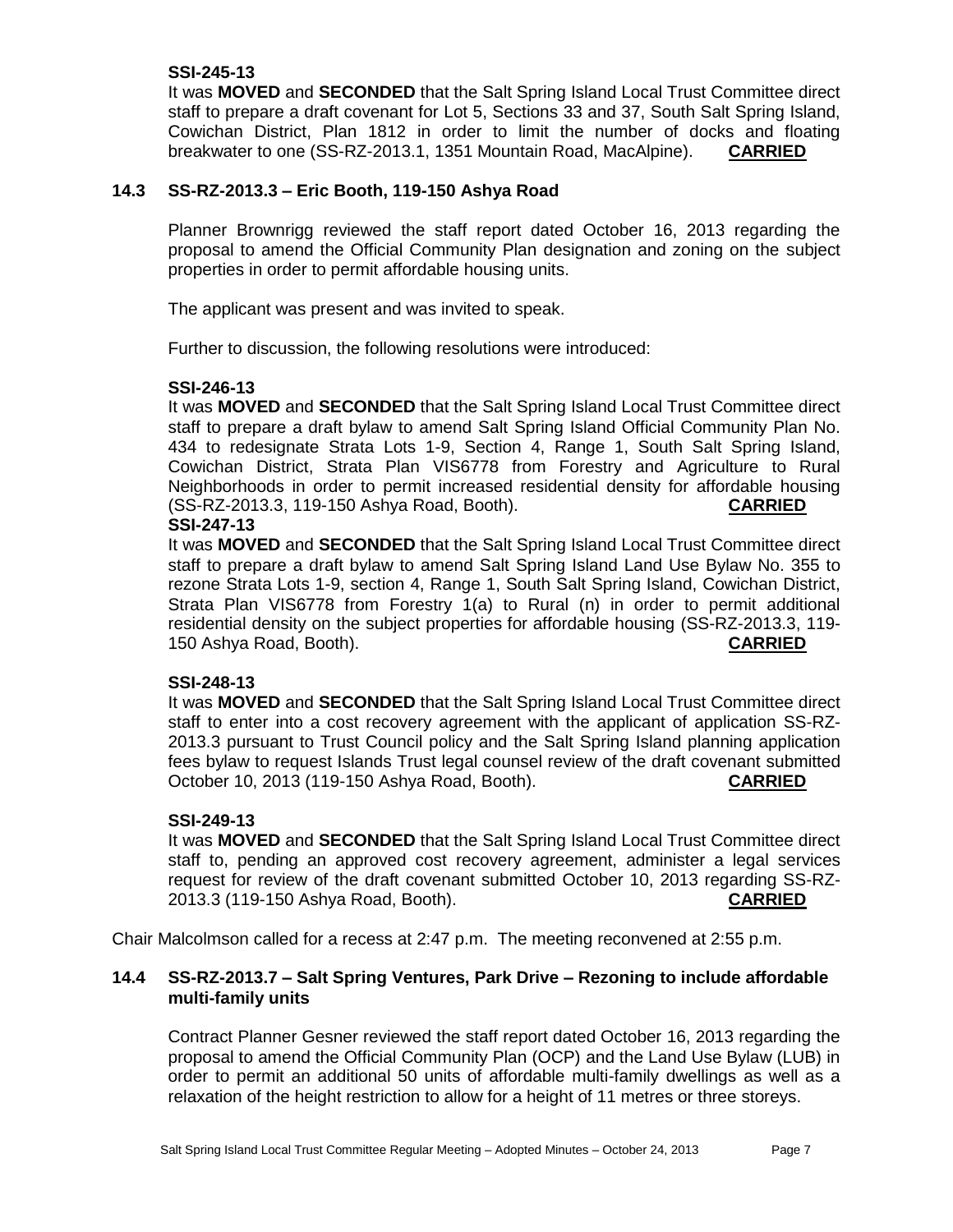**SSI-245-13**

It was **MOVED** and **SECONDED** that the Salt Spring Island Local Trust Committee direct staff to prepare a draft covenant for Lot 5, Sections 33 and 37, South Salt Spring Island, Cowichan District, Plan 1812 in order to limit the number of docks and floating breakwater to one (SS-RZ-2013.1, 1351 Mountain Road, MacAlpine). **CARRIED**

### 14.3 SS-RZ-2013.3 – Eric Booth, 119-150 Ashya Road

Planner Brownrigg reviewed the staff report dated October 16, 2013 regarding the proposal to amend the Official Community Plan designation and zoning on the subject properties in order to permit affordable housing units.

The applicant was present and was invited to speak.

Further to discussion, the following resolutions were introduced:

**SSI-246-13**

It was **MOVED** and **SECONDED** that the Salt Spring Island Local Trust Committee direct staff to prepare a draft bylaw to amend Salt Spring Island Official Community Plan No. 434 to redesignate Strata Lots 1-9, Section 4, Range 1, South Salt Spring Island, Cowichan District, Strata Plan VIS6778 from Forestry and Agriculture to Rural Neighborhoods in order to permit increased residential density for affordable housing (SS-RZ-2013.3, 119-150 Ashya Road, Booth). **CARRIED**

**SSI-247-13**

It was **MOVED** and **SECONDED** that the Salt Spring Island Local Trust Committee direct staff to prepare a draft bylaw to amend Salt Spring Island Land Use Bylaw No. 355 to rezone Strata Lots 1-9, section 4, Range 1, South Salt Spring Island, Cowichan District, Strata Plan VIS6778 from Forestry 1(a) to Rural (n) in order to permit additional residential density on the subject properties for affordable housing (SS-RZ-2013.3, 119-150 Ashya Road, Booth). **CARRIED**

**SSI-248-13**

It was **MOVED** and **SECONDED** that the Salt Spring Island Local Trust Committee direct staff to enter into a cost recovery agreement with the applicant of application SS-RZ-2013.3 pursuant to Trust Council policy and the Salt Spring Island planning application fees bylaw to request Islands Trust legal counsel review of the draft covenant submitted October 10, 2013 (119-150 Ashya Road, Booth). **CARRIED**

**SSI-249-13**

It was **MOVED** and **SECONDED** that the Salt Spring Island Local Trust Committee direct staff to, pending an approved cost recovery agreement, administer a legal services request for review of the draft covenant submitted October 10, 2013 regarding SS-RZ-2013.3 (119-150 Ashya Road, Booth). **CARRIED**

Chair Malcolmson called for a recess at 2:47 p.m. The meeting reconvened at 2:55 p.m.

### 14.4 SS-RZ-2013.7 – Salt Spring Ventures, Park Drive – Rezoning to include affordable multi-family units

Contract Planner Gesner reviewed the staff report dated October 16, 2013 regarding the proposal to amend the Official Community Plan (OCP) and the Land Use Bylaw (LUB) in order to permit an additional 50 units of affordable multi-family dwellings as well as a relaxation of the height restriction to allow for a height of 11 metres or three storeys.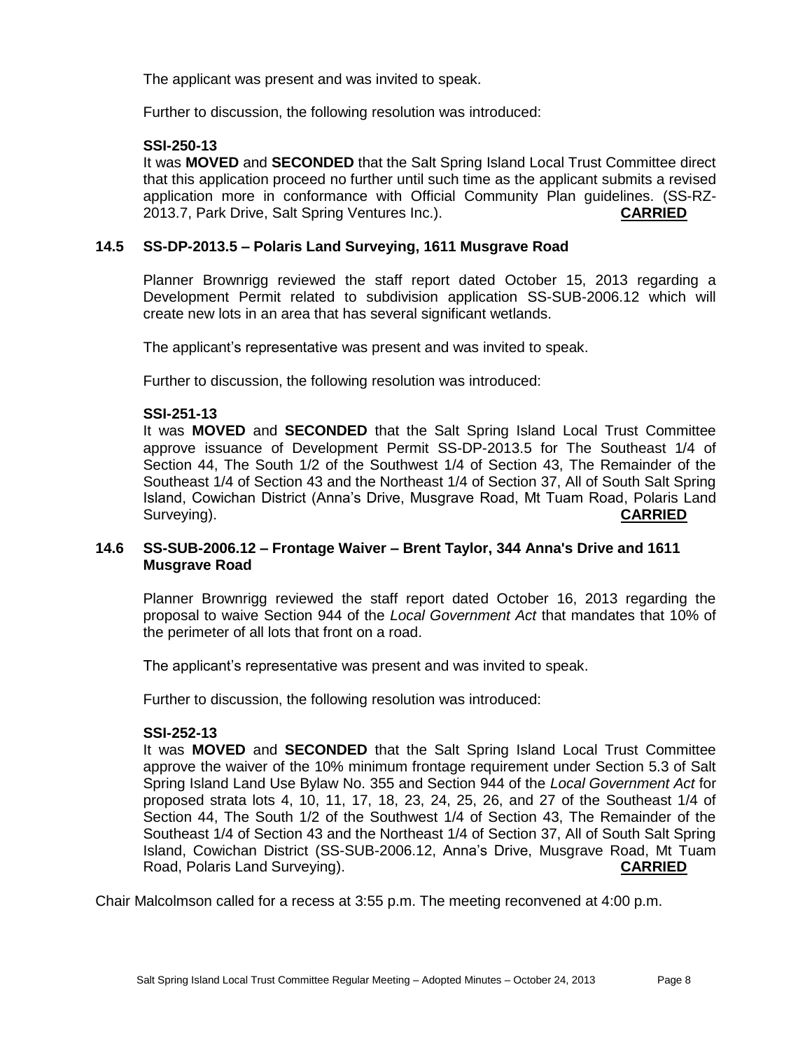The applicant was present and was invited to speak.

Further to discussion, the following resolution was introduced:

**SSI-250-13**

It was **MOVED** and **SECONDED** that the Salt Spring Island Local Trust Committee direct that this application proceed no further until such time as the applicant submits a revised application more in conformance with Official Community Plan guidelines. (SS-RZ-2013.7, Park Drive, Salt Spring Ventures Inc.). **CARRIED**

### 14.5 SS-DP-2013.5 – Polaris Land Surveying, 1611 Musgrave Road

Planner Brownrigg reviewed the staff report dated October 15, 2013 regarding a Development Permit related to subdivision application SS-SUB-2006.12 which will create new lots in an area that has several significant wetlands.

The applicant's representative was present and was invited to speak.

Further to discussion, the following resolution was introduced:

**SSI-251-13**

It was **MOVED** and **SECONDED** that the Salt Spring Island Local Trust Committee approve issuance of Development Permit SS-DP-2013.5 for The Southeast 1/4 of Section 44, The South 1/2 of the Southwest 1/4 of Section 43, The Remainder of the Southeast 1/4 of Section 43 and the Northeast 1/4 of Section 37, All of South Salt Spring Island, Cowichan District (Anna's Drive, Musgrave Road, Mt Tuam Road, Polaris Land Surveying). **CARRIED**

### 14.6 SS-SUB-2006.12 – Frontage Waiver – Brent Taylor, 344 Anna's Drive and 1611 Musgrave Road

Planner Brownrigg reviewed the staff report dated October 16, 2013 regarding the proposal to waive Section 944 of the *Local Government Act* that mandates that 10% of the perimeter of all lots that front on a road.

The applicant's representative was present and was invited to speak.

Further to discussion, the following resolution was introduced:

**SSI-252-13**

It was **MOVED** and **SECONDED** that the Salt Spring Island Local Trust Committee approve the waiver of the 10% minimum frontage requirement under Section 5.3 of Salt Spring Island Land Use Bylaw No. 355 and Section 944 of the *Local Government Act* for proposed strata lots 4, 10, 11, 17, 18, 23, 24, 25, 26, and 27 of the Southeast 1/4 of Section 44, The South 1/2 of the Southwest 1/4 of Section 43, The Remainder of the Southeast 1/4 of Section 43 and the Northeast 1/4 of Section 37, All of South Salt Spring Island, Cowichan District (SS-SUB-2006.12, Anna's Drive, Musgrave Road, Mt Tuam Road, Polaris Land Surveying). **CARRIED**

Chair Malcolmson called for a recess at 3:55 p.m. The meeting reconvened at 4:00 p.m.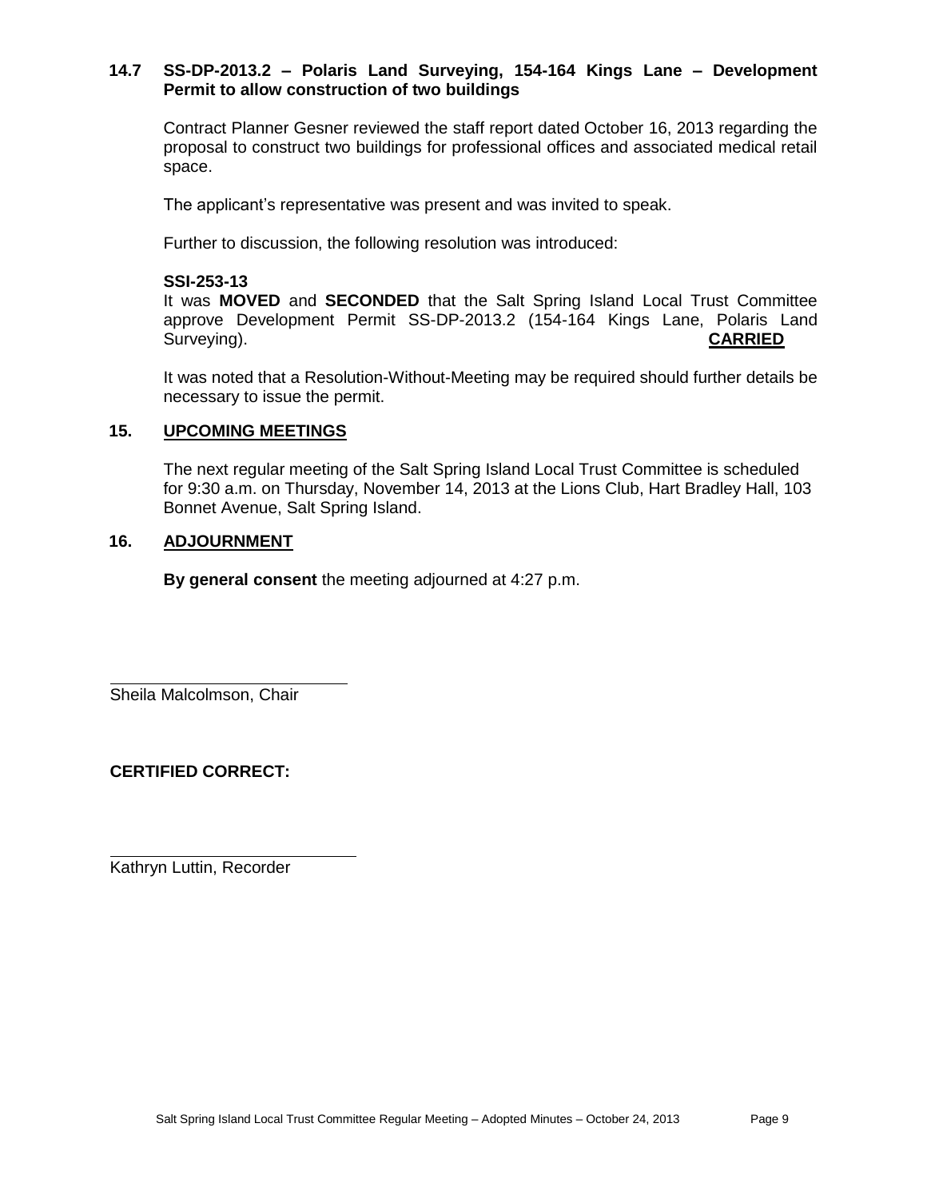### 14.7 SS-DP-2013.2 – Polaris Land Surveying, 154-164 Kings Lane – Development Permit to allow construction of two buildings

Contract Planner Gesner reviewed the staff report dated October 16, 2013 regarding the proposal to construct two buildings for professional offices and associated medical retail space.

The applicant's representative was present and was invited to speak.

Further to discussion, the following resolution was introduced:

**SSI-253-13**
It was **MOVED** and **SECONDED** that the Salt Spring Island Local Trust Committee approve Development Permit SS-DP-2013.2 (154-164 Kings Lane, Polaris Land Surveying). **CARRIED**

It was noted that a Resolution-Without-Meeting may be required should further details be necessary to issue the permit.

## 15. UPCOMING MEETINGS

The next regular meeting of the Salt Spring Island Local Trust Committee is scheduled for 9:30 a.m. on Thursday, November 14, 2013 at the Lions Club, Hart Bradley Hall, 103 Bonnet Avenue, Salt Spring Island.

## 16. ADJOURNMENT

**By general consent** the meeting adjourned at 4:27 p.m.

Sheila Malcolmson, Chair

**CERTIFIED CORRECT:**

Kathryn Luttin, Recorder